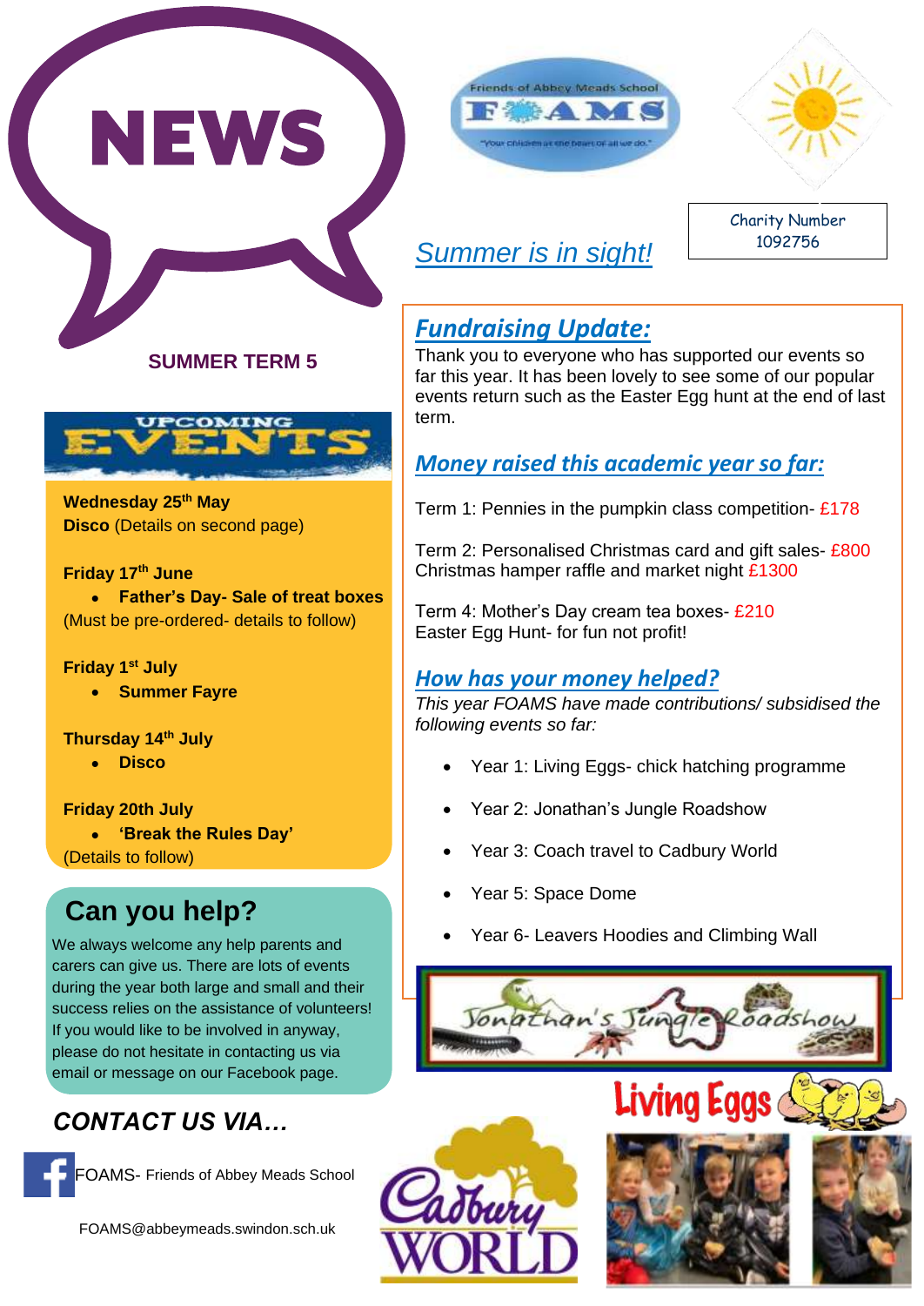# NEWS

Friends of Abbey Meads School

FOAMS

"Your children at the heart of all we do."

Charity Number 1092756

## SUMMER TERM 5

## Summer is in sight!

### UPCOMING EVENTS

**Wednesday 25th May**
**Disco** (Details on second page)

**Friday 17th June**

- **Father's Day- Sale of treat boxes**

(Must be pre-ordered- details to follow)

**Friday 1st July**

- **Summer Fayre**

**Thursday 14th July**

- **Disco**

**Friday 20th July**

- **'Break the Rules Day'**

(Details to follow)

### Can you help?

We always welcome any help parents and carers can give us. There are lots of events during the year both large and small and their success relies on the assistance of volunteers! If you would like to be involved in anyway, please do not hesitate in contacting us via email or message on our Facebook page.

### CONTACT US VIA…

FOAMS- Friends of Abbey Meads School

FOAMS@abbeymeads.swindon.sch.uk

### Fundraising Update:

Thank you to everyone who has supported our events so far this year. It has been lovely to see some of our popular events return such as the Easter Egg hunt at the end of last term.

### Money raised this academic year so far:

Term 1: Pennies in the pumpkin class competition- £178

Term 2: Personalised Christmas card and gift sales- £800
Christmas hamper raffle and market night £1300

Term 4: Mother's Day cream tea boxes- £210
Easter Egg Hunt- for fun not profit!

### How has your money helped?

*This year FOAMS have made contributions/ subsidised the following events so far:*

- Year 1: Living Eggs- chick hatching programme
- Year 2: Jonathan's Jungle Roadshow
- Year 3: Coach travel to Cadbury World
- Year 5: Space Dome
- Year 6- Leavers Hoodies and Climbing Wall

Jonathan's Jungle Roadshow

Living Eggs

Cadbury WORLD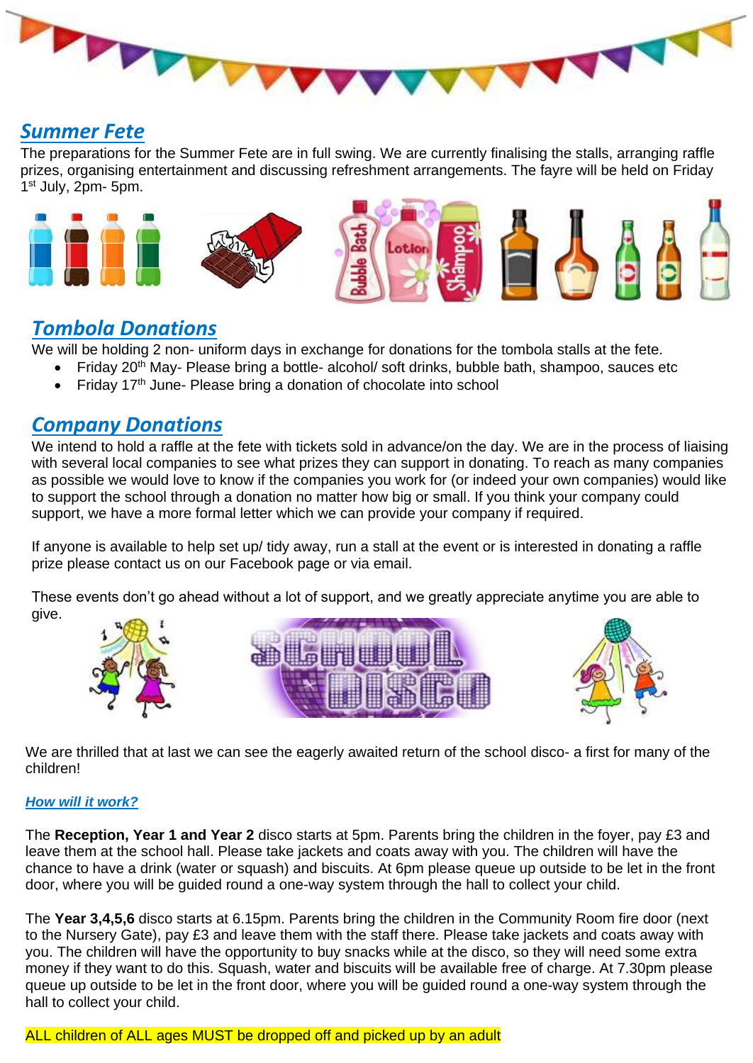## *Summer Fete*

The preparations for the Summer Fete are in full swing. We are currently finalising the stalls, arranging raffle prizes, organising entertainment and discussing refreshment arrangements. The fayre will be held on Friday 1st July, 2pm- 5pm.

## *Tombola Donations*

We will be holding 2 non- uniform days in exchange for donations for the tombola stalls at the fete.

- Friday 20th May- Please bring a bottle- alcohol/ soft drinks, bubble bath, shampoo, sauces etc
- Friday 17th June- Please bring a donation of chocolate into school

## *Company Donations*

We intend to hold a raffle at the fete with tickets sold in advance/on the day. We are in the process of liaising with several local companies to see what prizes they can support in donating. To reach as many companies as possible we would love to know if the companies you work for (or indeed your own companies) would like to support the school through a donation no matter how big or small. If you think your company could support, we have a more formal letter which we can provide your company if required.

If anyone is available to help set up/ tidy away, run a stall at the event or is interested in donating a raffle prize please contact us on our Facebook page or via email.

These events don't go ahead without a lot of support, and we greatly appreciate anytime you are able to give.

SCHOOL DISCO

We are thrilled that at last we can see the eagerly awaited return of the school disco- a first for many of the children!

***How will it work?***

The **Reception, Year 1 and Year 2** disco starts at 5pm. Parents bring the children in the foyer, pay £3 and leave them at the school hall. Please take jackets and coats away with you. The children will have the chance to have a drink (water or squash) and biscuits. At 6pm please queue up outside to be let in the front door, where you will be guided round a one-way system through the hall to collect your child.

The **Year 3,4,5,6** disco starts at 6.15pm. Parents bring the children in the Community Room fire door (next to the Nursery Gate), pay £3 and leave them with the staff there. Please take jackets and coats away with you. The children will have the opportunity to buy snacks while at the disco, so they will need some extra money if they want to do this. Squash, water and biscuits will be available free of charge. At 7.30pm please queue up outside to be let in the front door, where you will be guided round a one-way system through the hall to collect your child.

ALL children of ALL ages MUST be dropped off and picked up by an adult